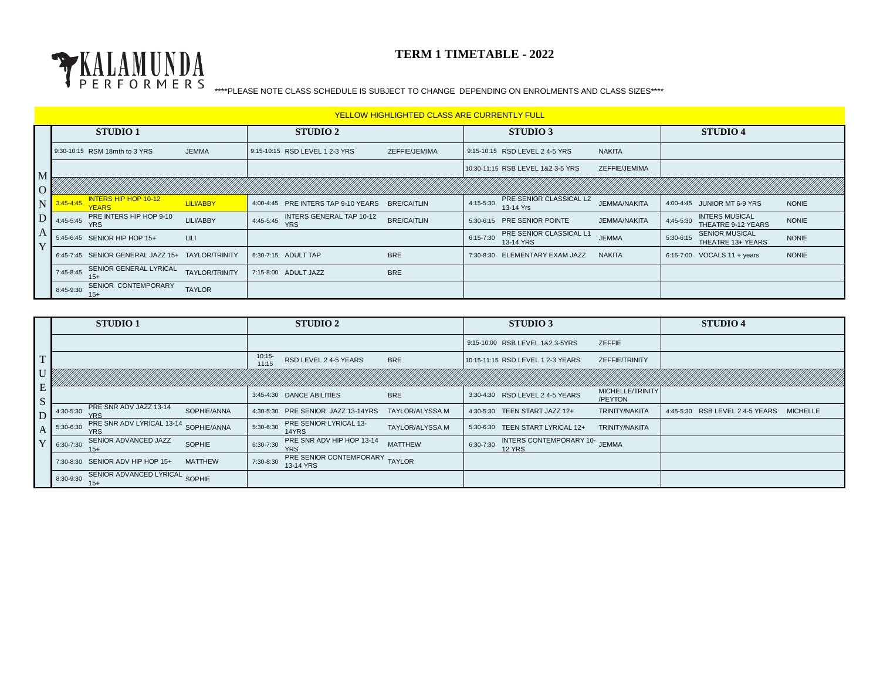KALAMUNDA PERFORMERS

# TERM 1 TIMETABLE - 2022

****PLEASE NOTE CLASS SCHEDULE IS SUBJECT TO CHANGE DEPENDING ON ENROLMENTS AND CLASS SIZES****

YELLOW HIGHLIGHTED CLASS ARE CURRENTLY FULL

## MONDAY

| STUDIO 1 | | | STUDIO 2 | | | STUDIO 3 | | | STUDIO 4 | | |
|---|---|---|---|---|---|---|---|---|---|---|---|
| 9:30-10:15 | RSM 18mth to 3 YRS | JEMMA | 9:15-10:15 | RSD LEVEL 1 2-3 YRS | ZEFFIE/JEMIMA | 9:15-10:15 | RSD LEVEL 2 4-5 YRS | NAKITA | | | |
| | | | | | | 10:30-11:15 | RSB LEVEL 1&2 3-5 YRS | ZEFFIE/JEMIMA | | | |
| | | | | | | | | | | | |
| 3:45-4:45 | INTERS HIP HOP 10-12 YEARS | LILI/ABBY | 4:00-4:45 | PRE INTERS TAP 9-10 YEARS | BRE/CAITLIN | 4:15-5:30 | PRE SENIOR CLASSICAL L2 13-14 Yrs | JEMMA/NAKITA | 4:00-4:45 | JUNIOR MT 6-9 YRS | NONIE |
| 4:45-5:45 | PRE INTERS HIP HOP 9-10 YRS | LILI/ABBY | 4:45-5:45 | INTERS GENERAL TAP 10-12 YRS | BRE/CAITLIN | 5:30-6:15 | PRE SENIOR POINTE | JEMMA/NAKITA | 4:45-5:30 | INTERS MUSICAL THEATRE 9-12 YEARS | NONIE |
| 5:45-6:45 | SENIOR HIP HOP 15+ | LILI | | | | 6:15-7:30 | PRE SENIOR CLASSICAL L1 13-14 YRS | JEMMA | 5:30-6:15 | SENIOR MUSICAL THEATRE 13+ YEARS | NONIE |
| 6:45-7:45 | SENIOR GENERAL JAZZ 15+ | TAYLOR/TRINITY | 6:30-7:15 | ADULT TAP | BRE | 7:30-8:30 | ELEMENTARY EXAM JAZZ | NAKITA | 6:15-7:00 | VOCALS 11 + years | NONIE |
| 7:45-8:45 | SENIOR GENERAL LYRICAL 15+ | TAYLOR/TRINITY | 7:15-8:00 | ADULT JAZZ | BRE | | | | | | |
| 8:45-9:30 | SENIOR CONTEMPORARY 15+ | TAYLOR | | | | | | | | | |

## TUESDAY

| STUDIO 1 | | | STUDIO 2 | | | STUDIO 3 | | | STUDIO 4 | | |
|---|---|---|---|---|---|---|---|---|---|---|---|
| | | | | | | 9:15-10:00 | RSB LEVEL 1&2 3-5YRS | ZEFFIE | | | |
| | | | 10:15-11:15 | RSD LEVEL 2 4-5 YEARS | BRE | 10:15-11:15 | RSD LEVEL 1 2-3 YEARS | ZEFFIE/TRINITY | | | |
| | | | | | | | | | | | |
| | | | 3:45-4:30 | DANCE ABILITIES | BRE | 3:30-4:30 | RSD LEVEL 2 4-5 YEARS | MICHELLE/TRINITY /PEYTON | | | |
| 4:30-5:30 | PRE SNR ADV JAZZ 13-14 YRS | SOPHIE/ANNA | 4:30-5:30 | PRE SENIOR JAZZ 13-14YRS | TAYLOR/ALYSSA M | 4:30-5:30 | TEEN START JAZZ 12+ | TRINITY/NAKITA | 4:45-5:30 | RSB LEVEL 2 4-5 YEARS | MICHELLE |
| 5:30-6:30 | PRE SNR ADV LYRICAL 13-14 YRS | SOPHIE/ANNA | 5:30-6:30 | PRE SENIOR LYRICAL 13-14YRS | TAYLOR/ALYSSA M | 5:30-6:30 | TEEN START LYRICAL 12+ | TRINITY/NAKITA | | | |
| 6:30-7:30 | SENIOR ADVANCED JAZZ 15+ | SOPHIE | 6:30-7:30 | PRE SNR ADV HIP HOP 13-14 YRS | MATTHEW | 6:30-7:30 | INTERS CONTEMPORARY 10-12 YRS | JEMMA | | | |
| 7:30-8:30 | SENIOR ADV HIP HOP 15+ | MATTHEW | 7:30-8:30 | PRE SENIOR CONTEMPORARY 13-14 YRS | TAYLOR | | | | | | |
| 8:30-9:30 | SENIOR ADVANCED LYRICAL 15+ | SOPHIE | | | | | | | | | |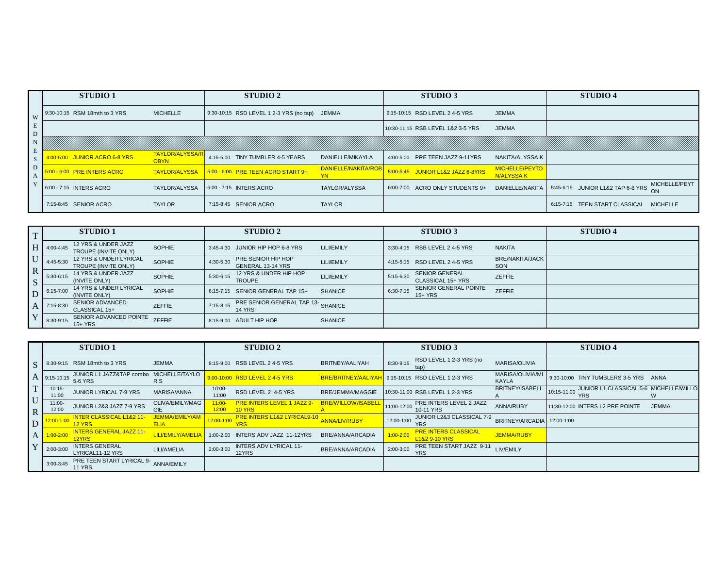| WEDNESDAY | STUDIO 1 | | | STUDIO 2 | | | STUDIO 3 | | | STUDIO 4 | | |
|---|---|---|---|---|---|---|---|---|---|---|---|---|
| | 9:30-10:15 | RSM 18mth to 3 YRS | MICHELLE | 9:30-10:15 | RSD LEVEL 1 2-3 YRS (no tap) | JEMMA | 9:15-10:15 | RSD LEVEL 2 4-5 YRS | JEMMA | | | |
| | | | | | | | 10:30-11:15 | RSB LEVEL 1&2 3-5 YRS | JEMMA | | | |
| | | | | | | | | | | | | |
| | 4:00-5:00 | JUNIOR ACRO 6-8 YRS | TAYLOR/ALYSSA/ROBYN | 4.15-5:00 | TINY TUMBLER 4-5 YEARS | DANIELLE/MIKAYLA | 4:00-5:00 | PRE TEEN JAZZ 9-11YRS | NAKITA/ALYSSA K | | | |
| | 5:00 - 6:00 | PRE INTERS ACRO | TAYLOR/ALYSSA | 5:00 - 6:00 | PRE TEEN ACRO START 9+ | DANIELLE/NAKITA/ROBYN | 5:00-5:45 | JUNIOR L1&2 JAZZ 6-8YRS | MICHELLE/PEYTON/ALYSSA K | | | |
| | 6:00 - 7:15 | INTERS ACRO | TAYLOR/ALYSSA | 6:00 - 7:15 | INTERS ACRO | TAYLOR/ALYSSA | 6:00-7:00 | ACRO ONLY STUDENTS 9+ | DANIELLE/NAKITA | 5:45-6:15 | JUNIOR L1&2 TAP 6-8 YRS | MICHELLE/PEYTON |
| | 7:15-8:45 | SENIOR ACRO | TAYLOR | 7:15-8:45 | SENIOR ACRO | TAYLOR | | | | 6:15-7:15 | TEEN START CLASSICAL | MICHELLE |

| THURSDAY | STUDIO 1 | | | STUDIO 2 | | | STUDIO 3 | | | STUDIO 4 |
|---|---|---|---|---|---|---|---|---|---|---|
| | 4:00-4:45 | 12 YRS & UNDER JAZZ TROUPE (INVITE ONLY) | SOPHIE | 3:45-4:30 | JUNIOR HIP HOP 6-8 YRS | LILI/EMILY | 3:30-4:15 | RSB LEVEL 2 4-5 YRS | NAKITA | |
| | 4:45-5:30 | 12 YRS & UNDER LYRICAL TROUPE (INVITE ONLY) | SOPHIE | 4:30-5:30 | PRE SENIOR HIP HOP GENERAL 13-14 YRS | LILI/EMILY | 4:15-5:15 | RSD LEVEL 2 4-5 YRS | BRE/NAKITA/JACKSON | |
| | 5:30-6:15 | 14 YRS & UNDER JAZZ (INVITE ONLY) | SOPHIE | 5:30-6:15 | 12 YRS & UNDER HIP HOP TROUPE | LILI/EMILY | 5:15-6:30 | SENIOR GENERAL CLASSICAL 15+ YRS | ZEFFIE | |
| | 6:15-7:00 | 14 YRS & UNDER LYRICAL (INVITE ONLY) | SOPHIE | 6:15-7:15 | SENIOR GENERAL TAP 15+ | SHANICE | 6:30-7:15 | SENIOR GENERAL POINTE 15+ YRS | ZEFFIE | |
| | 7:15-8:30 | SENIOR ADVANCED CLASSICAL 15+ | ZEFFIE | 7:15-8:15 | PRE SENIOR GENERAL TAP 13-14 YRS | SHANICE | | | | |
| | 8:30-9:15 | SENIOR ADVANCED POINTE 15+ YRS | ZEFFIE | 8:15-9:00 | ADULT HIP HOP | SHANICE | | | | |

| SATURDAY | STUDIO 1 | | | STUDIO 2 | | | STUDIO 3 | | | STUDIO 4 | | |
|---|---|---|---|---|---|---|---|---|---|---|---|---|
| | 8:30-9:15 | RSM 18mth to 3 YRS | JEMMA | 8:15-9:00 | RSB LEVEL 2 4-5 YRS | BRITNEY/AALIYAH | 8:30-9:15 | RSD LEVEL 1 2-3 YRS (no tap) | MARISA/OLIVIA | | | |
| | 9:15-10:15 | JUNIOR L1 JAZZ&TAP combo 5-6 YRS | MICHELLE/TAYLORS | 9:00-10:00 | RSD LEVEL 2 4-5 YRS | BRE/BRITNEY/AALIYAH | 9:15-10:15 | RSD LEVEL 1 2-3 YRS | MARISA/OLIVIA/MIKAYLA | 9:30-10:00 | TINY TUMBLERS 3-5 YRS | ANNA |
| | 10:15-11:00 | JUNIOR LYRICAL 7-9 YRS | MARISA/ANNA | 10:00-11:00 | RSD LEVEL 2 4-5 YRS | BRE/JEMMA/MAGGIE | 10:30-11:00 | RSB LEVEL 1 2-3 YRS | BRITNEY/ISABELLA | 10:15-11:00 | JUNIOR L1 CLASSICAL 5-6 YRS | MICHELLE/WILLOW |
| | 11:00-12:00 | JUNIOR L2&3 JAZZ 7-9 YRS | OLIVA/EMILY/MAGGIE | 11:00-12:00 | PRE INTERS LEVEL 1 JAZZ 9-10 YRS | BRE/WILLOW/ISABELLA | 11:00-12:00 | PRE INTERS LEVEL 2 JAZZ 10-11 YRS | ANNA/RUBY | 11:30-12:00 | INTERS L2 PRE POINTE | JEMMA |
| | 12:00-1:00 | INTER CLASSICAL L1&2 11-12 YRS | JEMMA/EMILY/AMELIA | 12:00-1:00 | PRE INTERS L1&2 LYRICAL9-10 YRS | ANNA/LIV/RUBY | 12:00-1:00 | JUNIOR L2&3 CLASSICAL 7-9 YRS | BRITNEY/ARCADIA | 12:00-1:00 | | |
| | 1:00-2:00 | INTERS GENERAL JAZZ 11-12YRS | LILI/EMILY/AMELIA | 1:00-2:00 | INTERS ADV JAZZ 11-12YRS | BRE/ANNA/ARCADIA | 1:00-2:00 | PRE INTERS CLASSICAL L1&2 9-10 YRS | JEMMA/RUBY | | | |
| | 2:00-3:00 | INTERS GENERAL LYRICAL11-12 YRS | LILI/AMELIA | 2:00-3:00 | INTERS ADV LYRICAL 11-12YRS | BRE/ANNA/ARCADIA | 2:00-3:00 | PRE TEEN START JAZZ 9-11 YRS | LIV/EMILY | | | |
| | 3:00-3:45 | PRE TEEN START LYRICAL 9-11 YRS | ANNA/EMILY | | | | | | | | | |